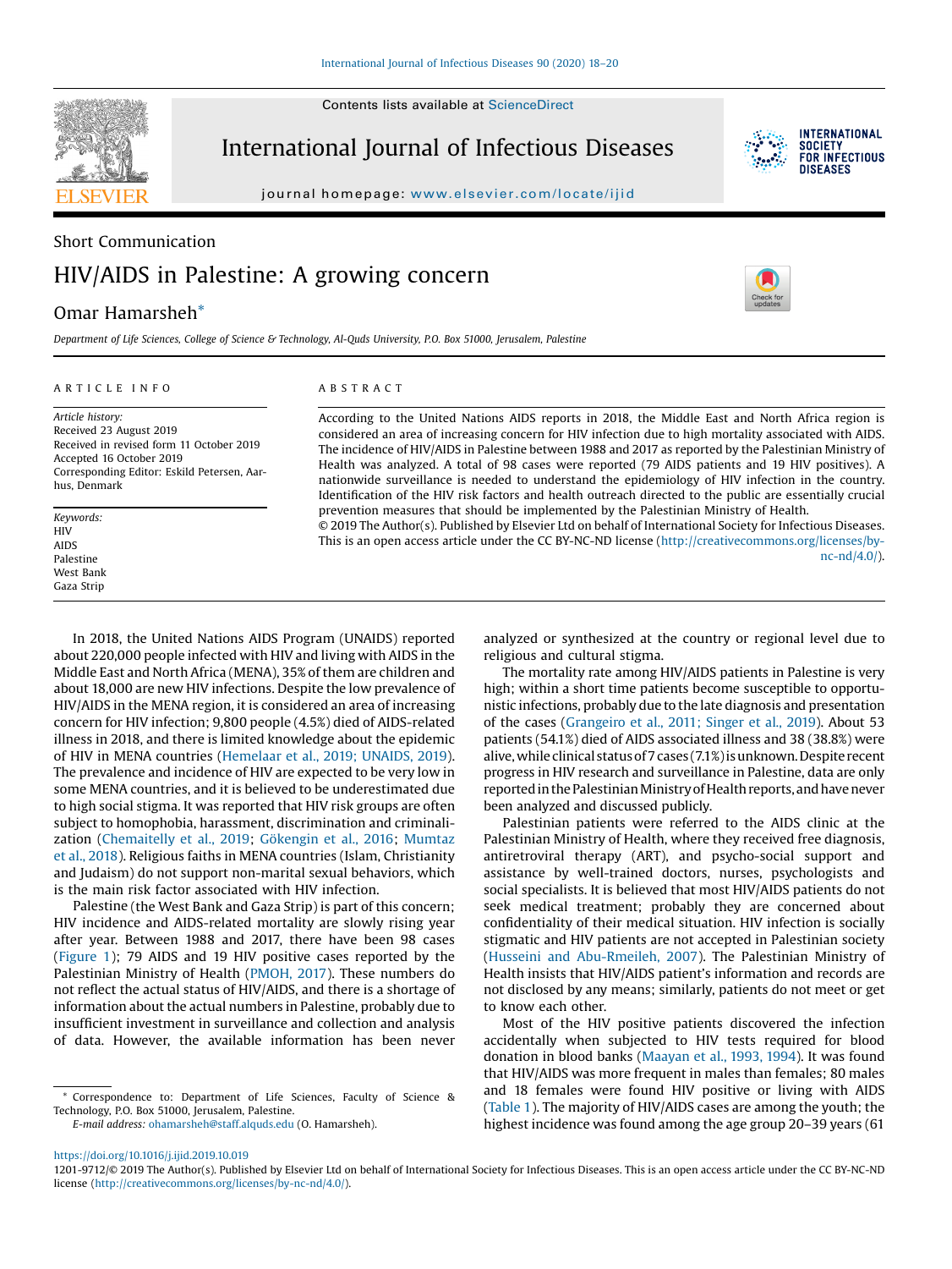Short Communication

# HIV/AIDS in Palestine: A growing concern

Omar Hamarsheh*

*Department of Life Sciences, College of Science & Technology, Al-Quds University, P.O. Box 51000, Jerusalem, Palestine*

## ARTICLE INFO

*Article history:*
Received 23 August 2019
Received in revised form 11 October 2019
Accepted 16 October 2019
Corresponding Editor: Eskild Petersen, Aarhus, Denmark

*Keywords:*
HIV
AIDS
Palestine
West Bank
Gaza Strip

## ABSTRACT

According to the United Nations AIDS reports in 2018, the Middle East and North Africa region is considered an area of increasing concern for HIV infection due to high mortality associated with AIDS. The incidence of HIV/AIDS in Palestine between 1988 and 2017 as reported by the Palestinian Ministry of Health was analyzed. A total of 98 cases were reported (79 AIDS patients and 19 HIV positives). A nationwide surveillance is needed to understand the epidemiology of HIV infection in the country. Identification of the HIV risk factors and health outreach directed to the public are essentially crucial prevention measures that should be implemented by the Palestinian Ministry of Health.

© 2019 The Author(s). Published by Elsevier Ltd on behalf of International Society for Infectious Diseases. This is an open access article under the CC BY-NC-ND license (http://creativecommons.org/licenses/by-nc-nd/4.0/).

In 2018, the United Nations AIDS Program (UNAIDS) reported about 220,000 people infected with HIV and living with AIDS in the Middle East and North Africa (MENA), 35% of them are children and about 18,000 are new HIV infections. Despite the low prevalence of HIV/AIDS in the MENA region, it is considered an area of increasing concern for HIV infection; 9,800 people (4.5%) died of AIDS-related illness in 2018, and there is limited knowledge about the epidemic of HIV in MENA countries (Hemelaar et al., 2019; UNAIDS, 2019). The prevalence and incidence of HIV are expected to be very low in some MENA countries, and it is believed to be underestimated due to high social stigma. It was reported that HIV risk groups are often subject to homophobia, harassment, discrimination and criminalization (Chemaitelly et al., 2019; Gökengin et al., 2016; Mumtaz et al., 2018). Religious faiths in MENA countries (Islam, Christianity and Judaism) do not support non-marital sexual behaviors, which is the main risk factor associated with HIV infection.

Palestine (the West Bank and Gaza Strip) is part of this concern; HIV incidence and AIDS-related mortality are slowly rising year after year. Between 1988 and 2017, there have been 98 cases (Figure 1); 79 AIDS and 19 HIV positive cases reported by the Palestinian Ministry of Health (PMOH, 2017). These numbers do not reflect the actual status of HIV/AIDS, and there is a shortage of information about the actual numbers in Palestine, probably due to insufficient investment in surveillance and collection and analysis of data. However, the available information has never analyzed or synthesized at the country or regional level due to religious and cultural stigma.

The mortality rate among HIV/AIDS patients in Palestine is very high; within a short time patients become susceptible to opportunistic infections, probably due to the late diagnosis and presentation of the cases (Grangeiro et al., 2011; Singer et al., 2019). About 53 patients (54.1%) died of AIDS associated illness and 38 (38.8%) were alive, while clinical status of 7 cases (7.1%) is unknown. Despite recent progress in HIV research and surveillance in Palestine, data are only reported in the Palestinian Ministry of Health reports, and have never been analyzed and discussed publicly.

Palestinian patients were referred to the AIDS clinic at the Palestinian Ministry of Health, where they received free diagnosis, antiretroviral therapy (ART), and psycho-social support and assistance by well-trained doctors, nurses, psychologists and social specialists. It is believed that most HIV/AIDS patients do not seek medical treatment; probably they are concerned about confidentiality of their medical situation. HIV infection is socially stigmatic and HIV patients are not accepted in Palestinian society (Husseini and Abu-Rmeileh, 2007). The Palestinian Ministry of Health insists that HIV/AIDS patient's information and records are not disclosed by any means; similarly, patients do not meet or get to know each other.

Most of the HIV positive patients discovered the infection accidentally when subjected to HIV tests required for blood donation in blood banks (Maayan et al., 1993, 1994). It was found that HIV/AIDS was more frequent in males than females; 80 males and 18 females were found HIV positive or living with AIDS (Table 1). The majority of HIV/AIDS cases are among the youth; the highest incidence was found among the age group 20–39 years (61

* Correspondence to: Department of Life Sciences, Faculty of Science & Technology, P.O. Box 51000, Jerusalem, Palestine.
*E-mail address:* ohamarsheh@staff.alquds.edu (O. Hamarsheh).

https://doi.org/10.1016/j.ijid.2019.10.019
1201-9712/© 2019 The Author(s). Published by Elsevier Ltd on behalf of International Society for Infectious Diseases. This is an open access article under the CC BY-NC-ND license (http://creativecommons.org/licenses/by-nc-nd/4.0/).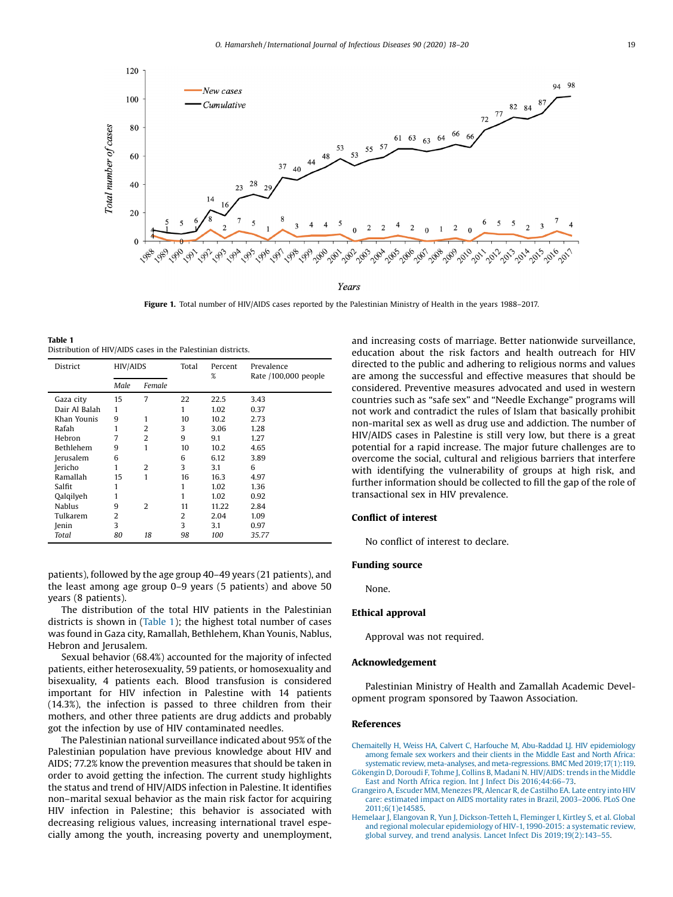Figure 1. Total number of HIV/AIDS cases reported by the Palestinian Ministry of Health in the years 1988–2017.

**Table 1**
Distribution of HIV/AIDS cases in the Palestinian districts.

| District | HIV/AIDS | | Total | Percent % | Prevalence Rate /100,000 people |
|---|---|---|---|---|---|
| | *Male* | *Female* | | | |
| Gaza city | 15 | 7 | 22 | 22.5 | 3.43 |
| Dair Al Balah | 1 | | 1 | 1.02 | 0.37 |
| Khan Younis | 9 | 1 | 10 | 10.2 | 2.73 |
| Rafah | 1 | 2 | 3 | 3.06 | 1.28 |
| Hebron | 7 | 2 | 9 | 9.1 | 1.27 |
| Bethlehem | 9 | 1 | 10 | 10.2 | 4.65 |
| Jerusalem | 6 | | 6 | 6.12 | 3.89 |
| Jericho | 1 | 2 | 3 | 3.1 | 6 |
| Ramallah | 15 | 1 | 16 | 16.3 | 4.97 |
| Salfit | 1 | | 1 | 1.02 | 1.36 |
| Qalqilyeh | 1 | | 1 | 1.02 | 0.92 |
| Nablus | 9 | 2 | 11 | 11.22 | 2.84 |
| Tulkarem | 2 | | 2 | 2.04 | 1.09 |
| Jenin | 3 | | 3 | 3.1 | 0.97 |
| *Total* | *80* | *18* | *98* | *100* | *35.77* |

patients), followed by the age group 40–49 years (21 patients), and the least among age group 0–9 years (5 patients) and above 50 years (8 patients).

The distribution of the total HIV patients in the Palestinian districts is shown in (Table 1); the highest total number of cases was found in Gaza city, Ramallah, Bethlehem, Khan Younis, Nablus, Hebron and Jerusalem.

Sexual behavior (68.4%) accounted for the majority of infected patients, either heterosexuality, 59 patients, or homosexuality and bisexuality, 4 patients each. Blood transfusion is considered important for HIV infection in Palestine with 14 patients (14.3%), the infection is passed to three children from their mothers, and other three patients are drug addicts and probably got the infection by use of HIV contaminated needles.

The Palestinian national surveillance indicated about 95% of the Palestinian population have previous knowledge about HIV and AIDS; 77.2% know the prevention measures that should be taken in order to avoid getting the infection. The current study highlights the status and trend of HIV/AIDS infection in Palestine. It identifies non–marital sexual behavior as the main risk factor for acquiring HIV infection in Palestine; this behavior is associated with decreasing religious values, increasing international travel especially among the youth, increasing poverty and unemployment, and increasing costs of marriage. Better nationwide surveillance, education about the risk factors and health outreach for HIV directed to the public and adhering to religious norms and values are among the successful and effective measures that should be considered. Preventive measures advocated and used in western countries such as "safe sex" and "Needle Exchange" programs will not work and contradict the rules of Islam that basically prohibit non-marital sex as well as drug use and addiction. The number of HIV/AIDS cases in Palestine is still very low, but there is a great potential for a rapid increase. The major future challenges are to overcome the social, cultural and religious barriers that interfere with identifying the vulnerability of groups at high risk, and further information should be collected to fill the gap of the role of transactional sex in HIV prevalence.

## Conflict of interest

No conflict of interest to declare.

## Funding source

None.

## Ethical approval

Approval was not required.

## Acknowledgement

Palestinian Ministry of Health and Zamallah Academic Development program sponsored by Taawon Association.

## References

Chemaitelly H, Weiss HA, Calvert C, Harfouche M, Abu-Raddad LJ. HIV epidemiology among female sex workers and their clients in the Middle East and North Africa: systematic review, meta-analyses, and meta-regressions. BMC Med 2019;17(1):119.

Gökengin D, Doroudi F, Tohme J, Collins B, Madani N. HIV/AIDS: trends in the Middle East and North Africa region. Int J Infect Dis 2016;44:66–73.

Grangeiro A, Escuder MM, Menezes PR, Alencar R, de Castilho EA. Late entry into HIV care: estimated impact on AIDS mortality rates in Brazil, 2003–2006. PLoS One 2011;6(1)e14585.

Hemelaar J, Elangovan R, Yun J, Dickson-Tetteh L, Fleminger I, Kirtley S, et al. Global and regional molecular epidemiology of HIV-1, 1990-2015: a systematic review, global survey, and trend analysis. Lancet Infect Dis 2019;19(2):143–55.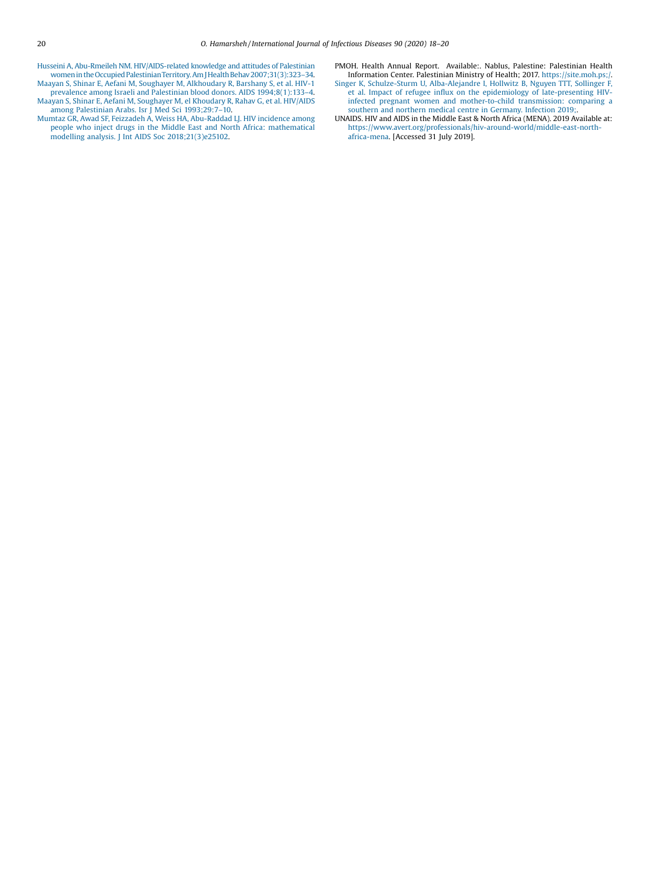Husseini A, Abu-Rmeileh NM. HIV/AIDS-related knowledge and attitudes of Palestinian women in the Occupied Palestinian Territory. Am J Health Behav 2007;31(3):323–34.

Maayan S, Shinar E, Aefani M, Soughayer M, Alkhoudary R, Barshany S, et al. HIV-1 prevalence among Israeli and Palestinian blood donors. AIDS 1994;8(1):133–4.

Maayan S, Shinar E, Aefani M, Soughayer M, el Khoudary R, Rahav G, et al. HIV/AIDS among Palestinian Arabs. Isr J Med Sci 1993;29:7–10.

Mumtaz GR, Awad SF, Feizzadeh A, Weiss HA, Abu-Raddad LJ. HIV incidence among people who inject drugs in the Middle East and North Africa: mathematical modelling analysis. J Int AIDS Soc 2018;21(3)e25102.

PMOH. Health Annual Report. Available:. Nablus, Palestine: Palestinian Health Information Center. Palestinian Ministry of Health; 2017. https://site.moh.ps;/.

Singer K, Schulze-Sturm U, Alba-Alejandre I, Hollwitz B, Nguyen TTT, Sollinger F, et al. Impact of refugee influx on the epidemiology of late-presenting HIV-infected pregnant women and mother-to-child transmission: comparing a southern and northern medical centre in Germany. Infection 2019;.

UNAIDS. HIV and AIDS in the Middle East & North Africa (MENA). 2019 Available at: https://www.avert.org/professionals/hiv-around-world/middle-east-north-africa-mena. [Accessed 31 July 2019].